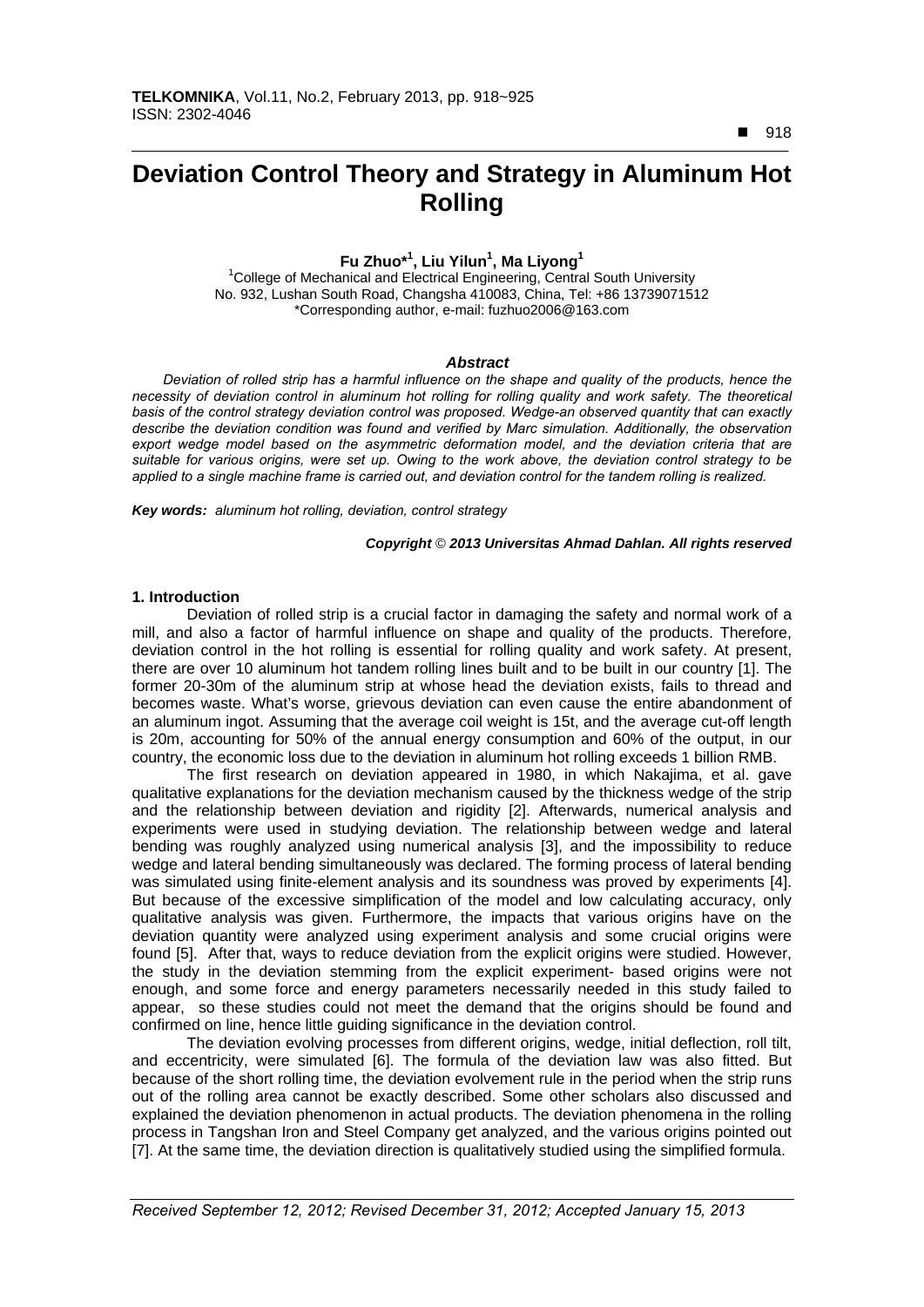# Deviation Control Theory and Strategy in Aluminum Hot Rolling

**Fu Zhuo*[1], Liu Yilun[1], Ma Liyong[1]**

[1]College of Mechanical and Electrical Engineering, Central South University
No. 932, Lushan South Road, Changsha 410083, China, Tel: +86 13739071512
*Corresponding author, e-mail: fuzhuo2006@163.com

### *Abstract*

*Deviation of rolled strip has a harmful influence on the shape and quality of the products, hence the necessity of deviation control in aluminum hot rolling for rolling quality and work safety. The theoretical basis of the control strategy deviation control was proposed. Wedge-an observed quantity that can exactly describe the deviation condition was found and verified by Marc simulation. Additionally, the observation export wedge model based on the asymmetric deformation model, and the deviation criteria that are suitable for various origins, were set up. Owing to the work above, the deviation control strategy to be applied to a single machine frame is carried out, and deviation control for the tandem rolling is realized.*

***Key words:*** *aluminum hot rolling, deviation, control strategy*

***Copyright © 2013 Universitas Ahmad Dahlan. All rights reserved***

## 1. Introduction

Deviation of rolled strip is a crucial factor in damaging the safety and normal work of a mill, and also a factor of harmful influence on shape and quality of the products. Therefore, deviation control in the hot rolling is essential for rolling quality and work safety. At present, there are over 10 aluminum hot tandem rolling lines built and to be built in our country [1]. The former 20-30m of the aluminum strip at whose head the deviation exists, fails to thread and becomes waste. What's worse, grievous deviation can even cause the entire abandonment of an aluminum ingot. Assuming that the average coil weight is 15t, and the average cut-off length is 20m, accounting for 50% of the annual energy consumption and 60% of the output, in our country, the economic loss due to the deviation in aluminum hot rolling exceeds 1 billion RMB.

The first research on deviation appeared in 1980, in which Nakajima, et al. gave qualitative explanations for the deviation mechanism caused by the thickness wedge of the strip and the relationship between deviation and rigidity [2]. Afterwards, numerical analysis and experiments were used in studying deviation. The relationship between wedge and lateral bending was roughly analyzed using numerical analysis [3], and the impossibility to reduce wedge and lateral bending simultaneously was declared. The forming process of lateral bending was simulated using finite-element analysis and its soundness was proved by experiments [4]. But because of the excessive simplification of the model and low calculating accuracy, only qualitative analysis was given. Furthermore, the impacts that various origins have on the deviation quantity were analyzed using experiment analysis and some crucial origins were found [5]. After that, ways to reduce deviation from the explicit origins were studied. However, the study in the deviation stemming from the explicit experiment- based origins were not enough, and some force and energy parameters necessarily needed in this study failed to appear, so these studies could not meet the demand that the origins should be found and confirmed on line, hence little guiding significance in the deviation control.

The deviation evolving processes from different origins, wedge, initial deflection, roll tilt, and eccentricity, were simulated [6]. The formula of the deviation law was also fitted. But because of the short rolling time, the deviation evolvement rule in the period when the strip runs out of the rolling area cannot be exactly described. Some other scholars also discussed and explained the deviation phenomenon in actual products. The deviation phenomena in the rolling process in Tangshan Iron and Steel Company get analyzed, and the various origins pointed out [7]. At the same time, the deviation direction is qualitatively studied using the simplified formula.

*Received September 12, 2012; Revised December 31, 2012; Accepted January 15, 2013*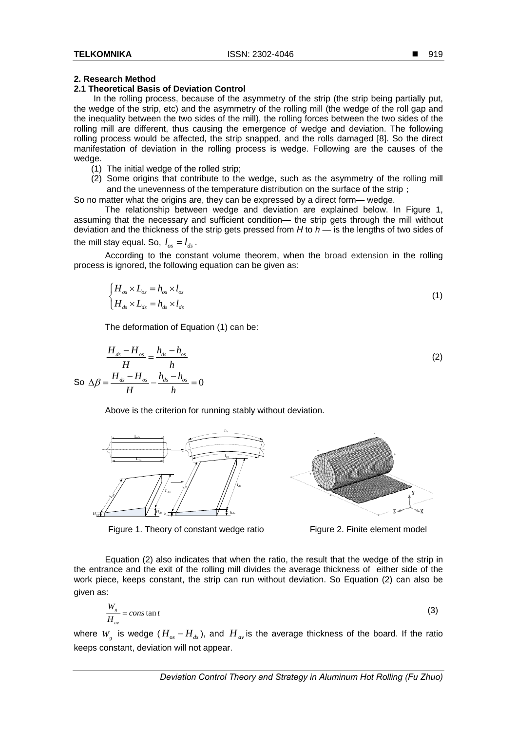## 2. Research Method

### 2.1 Theoretical Basis of Deviation Control

In the rolling process, because of the asymmetry of the strip (the strip being partially put, the wedge of the strip, etc) and the asymmetry of the rolling mill (the wedge of the roll gap and the inequality between the two sides of the mill), the rolling forces between the two sides of the rolling mill are different, thus causing the emergence of wedge and deviation. The following rolling process would be affected, the strip snapped, and the rolls damaged [8]. So the direct manifestation of deviation in the rolling process is wedge. Following are the causes of the wedge.

1. The initial wedge of the rolled strip;
2. Some origins that contribute to the wedge, such as the asymmetry of the rolling mill and the unevenness of the temperature distribution on the surface of the strip；

So no matter what the origins are, they can be expressed by a direct form— wedge.

The relationship between wedge and deviation are explained below. In Figure 1, assuming that the necessary and sufficient condition— the strip gets through the mill without deviation and the thickness of the strip gets pressed from *H* to *h* — is the lengths of two sides of the mill stay equal. So, $l_{os} = l_{ds}$.

According to the constant volume theorem, when the broad extension in the rolling process is ignored, the following equation can be given as:

$$\begin{cases} H_{os} \times L_{os} = h_{os} \times l_{os} \\ H_{ds} \times L_{ds} = h_{ds} \times l_{ds} \end{cases} \tag{1}$$

The deformation of Equation (1) can be:

$$\frac{H_{ds} - H_{os}}{H} = \frac{h_{ds} - h_{os}}{h} \tag{2}$$

So $\Delta\beta = \dfrac{H_{ds} - H_{os}}{H} - \dfrac{h_{ds} - h_{os}}{h} = 0$

Above is the criterion for running stably without deviation.

Figure 1. Theory of constant wedge ratio

Figure 2. Finite element model

Equation (2) also indicates that when the ratio, the result that the wedge of the strip in the entrance and the exit of the rolling mill divides the average thickness of either side of the work piece, keeps constant, the strip can run without deviation. So Equation (2) can also be given as:

$$\frac{W_g}{H_{av}} = cons\tan t \tag{3}$$

where $W_g$ is wedge ($H_{os} - H_{ds}$), and $H_{av}$ is the average thickness of the board. If the ratio keeps constant, deviation will not appear.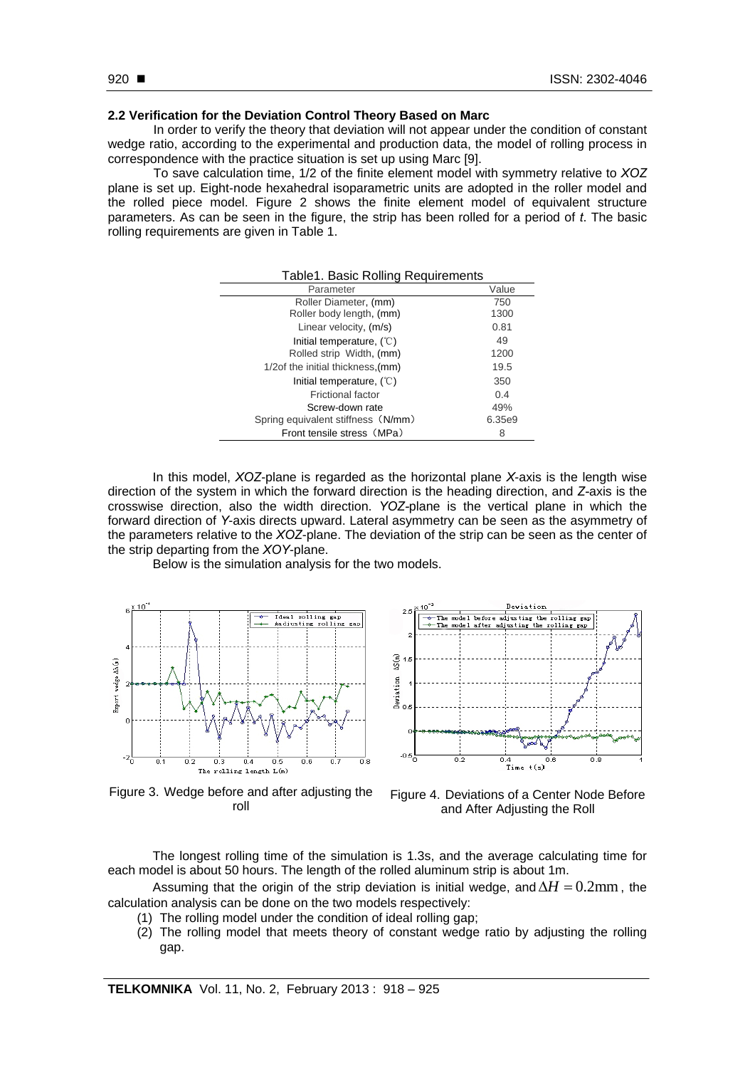### 2.2 Verification for the Deviation Control Theory Based on Marc

In order to verify the theory that deviation will not appear under the condition of constant wedge ratio, according to the experimental and production data, the model of rolling process in correspondence with the practice situation is set up using Marc [9].

To save calculation time, 1/2 of the finite element model with symmetry relative to *XOZ* plane is set up. Eight-node hexahedral isoparametric units are adopted in the roller model and the rolled piece model. Figure 2 shows the finite element model of equivalent structure parameters. As can be seen in the figure, the strip has been rolled for a period of *t*. The basic rolling requirements are given in Table 1.

Table1. Basic Rolling Requirements

| Parameter | Value |
|---|---|
| Roller Diameter, (mm) | 750 |
| Roller body length, (mm) | 1300 |
| Linear velocity, (m/s) | 0.81 |
| Initial temperature, (℃) | 49 |
| Rolled strip Width, (mm) | 1200 |
| 1/2of the initial thickness,(mm) | 19.5 |
| Initial temperature, (℃) | 350 |
| Frictional factor | 0.4 |
| Screw-down rate | 49% |
| Spring equivalent stiffness（N/mm） | 6.35e9 |
| Front tensile stress（MPa） | 8 |

In this model, *XOZ*-plane is regarded as the horizontal plane *X*-axis is the length wise direction of the system in which the forward direction is the heading direction, and *Z*-axis is the crosswise direction, also the width direction. *YOZ*-plane is the vertical plane in which the forward direction of *Y*-axis directs upward. Lateral asymmetry can be seen as the asymmetry of the parameters relative to the *XOZ*-plane. The deviation of the strip can be seen as the center of the strip departing from the *XOY*-plane.

Below is the simulation analysis for the two models.

Figure 3. Wedge before and after adjusting the roll

Figure 4. Deviations of a Center Node Before and After Adjusting the Roll

The longest rolling time of the simulation is 1.3s, and the average calculating time for each model is about 50 hours. The length of the rolled aluminum strip is about 1m.

Assuming that the origin of the strip deviation is initial wedge, and $\Delta H = 0.2\text{mm}$, the calculation analysis can be done on the two models respectively:

1. The rolling model under the condition of ideal rolling gap;
2. The rolling model that meets theory of constant wedge ratio by adjusting the rolling gap.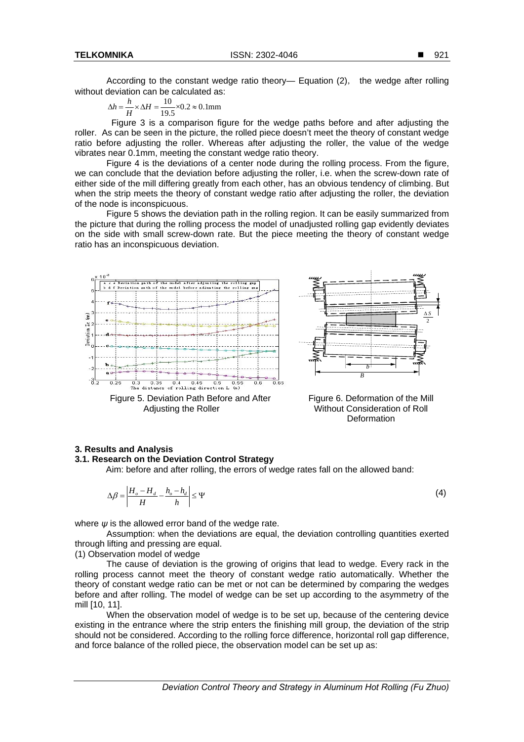According to the constant wedge ratio theory— Equation (2), the wedge after rolling without deviation can be calculated as:

$$\Delta h = \frac{h}{H} \times \Delta H = \frac{10}{19.5} \times 0.2 \approx 0.1\text{mm}$$

Figure 3 is a comparison figure for the wedge paths before and after adjusting the roller. As can be seen in the picture, the rolled piece doesn't meet the theory of constant wedge ratio before adjusting the roller. Whereas after adjusting the roller, the value of the wedge vibrates near 0.1mm, meeting the constant wedge ratio theory.

Figure 4 is the deviations of a center node during the rolling process. From the figure, we can conclude that the deviation before adjusting the roller, i.e. when the screw-down rate of either side of the mill differing greatly from each other, has an obvious tendency of climbing. But when the strip meets the theory of constant wedge ratio after adjusting the roller, the deviation of the node is inconspicuous.

Figure 5 shows the deviation path in the rolling region. It can be easily summarized from the picture that during the rolling process the model of unadjusted rolling gap evidently deviates on the side with small screw-down rate. But the piece meeting the theory of constant wedge ratio has an inconspicuous deviation.

Figure 5. Deviation Path Before and After Adjusting the Roller

Figure 6. Deformation of the Mill Without Consideration of Roll Deformation

### 3. Results and Analysis

### 3.1. Research on the Deviation Control Strategy

Aim: before and after rolling, the errors of wedge rates fall on the allowed band:

$$\Delta\beta = \left| \frac{H_o - H_d}{H} - \frac{h_o - h_d}{h} \right| \leq \Psi \tag{4}$$

where $\psi$ is the allowed error band of the wedge rate.

Assumption: when the deviations are equal, the deviation controlling quantities exerted through lifting and pressing are equal.

(1) Observation model of wedge

The cause of deviation is the growing of origins that lead to wedge. Every rack in the rolling process cannot meet the theory of constant wedge ratio automatically. Whether the theory of constant wedge ratio can be met or not can be determined by comparing the wedges before and after rolling. The model of wedge can be set up according to the asymmetry of the mill [10, 11].

When the observation model of wedge is to be set up, because of the centering device existing in the entrance where the strip enters the finishing mill group, the deviation of the strip should not be considered. According to the rolling force difference, horizontal roll gap difference, and force balance of the rolled piece, the observation model can be set up as: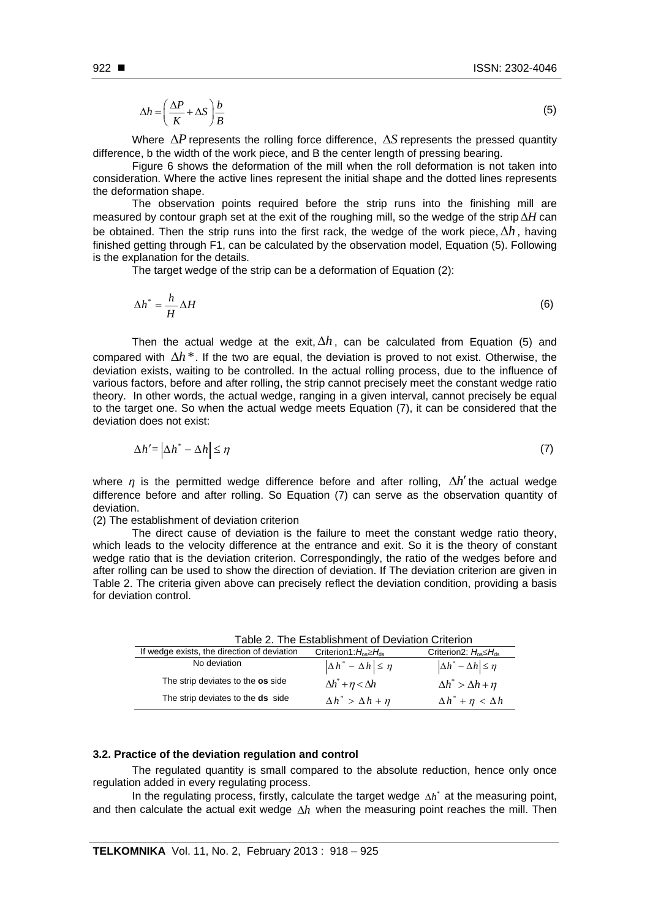$$\Delta h = \left(\frac{\Delta P}{K} + \Delta S\right)\frac{b}{B} \tag{5}$$

Where $\Delta P$ represents the rolling force difference, $\Delta S$ represents the pressed quantity difference, b the width of the work piece, and B the center length of pressing bearing.

Figure 6 shows the deformation of the mill when the roll deformation is not taken into consideration. Where the active lines represent the initial shape and the dotted lines represents the deformation shape.

The observation points required before the strip runs into the finishing mill are measured by contour graph set at the exit of the roughing mill, so the wedge of the strip $\Delta H$ can be obtained. Then the strip runs into the first rack, the wedge of the work piece, $\Delta h$, having finished getting through F1, can be calculated by the observation model, Equation (5). Following is the explanation for the details.

The target wedge of the strip can be a deformation of Equation (2):

$$\Delta h^* = \frac{h}{H}\Delta H \tag{6}$$

Then the actual wedge at the exit, $\Delta h$, can be calculated from Equation (5) and compared with $\Delta h^*$. If the two are equal, the deviation is proved to not exist. Otherwise, the deviation exists, waiting to be controlled. In the actual rolling process, due to the influence of various factors, before and after rolling, the strip cannot precisely meet the constant wedge ratio theory. In other words, the actual wedge, ranging in a given interval, cannot precisely be equal to the target one. So when the actual wedge meets Equation (7), it can be considered that the deviation does not exist:

$$\Delta h' = \left|\Delta h^* - \Delta h\right| \leq \eta \tag{7}$$

where $\eta$ is the permitted wedge difference before and after rolling, $\Delta h'$ the actual wedge difference before and after rolling. So Equation (7) can serve as the observation quantity of deviation.

(2) The establishment of deviation criterion

The direct cause of deviation is the failure to meet the constant wedge ratio theory, which leads to the velocity difference at the entrance and exit. So it is the theory of constant wedge ratio that is the deviation criterion. Correspondingly, the ratio of the wedges before and after rolling can be used to show the direction of deviation. If The deviation criterion are given in Table 2. The criteria given above can precisely reflect the deviation condition, providing a basis for deviation control.

Table 2. The Establishment of Deviation Criterion

| If wedge exists, the direction of deviation | Criterion1: $H_{os} \geq H_{ds}$ | Criterion2: $H_{os} \leq H_{ds}$ |
|---|---|---|
| No deviation | $\left\|\Delta h^* - \Delta h\right\| \leq \eta$ | $\left\|\Delta h^* - \Delta h\right\| \leq \eta$ |
| The strip deviates to the **os** side | $\Delta h^* + \eta < \Delta h$ | $\Delta h^* > \Delta h + \eta$ |
| The strip deviates to the **ds** side | $\Delta h^* > \Delta h + \eta$ | $\Delta h^* + \eta < \Delta h$ |

### 3.2. Practice of the deviation regulation and control

The regulated quantity is small compared to the absolute reduction, hence only once regulation added in every regulating process.

In the regulating process, firstly, calculate the target wedge $\Delta h^*$ at the measuring point, and then calculate the actual exit wedge $\Delta h$ when the measuring point reaches the mill. Then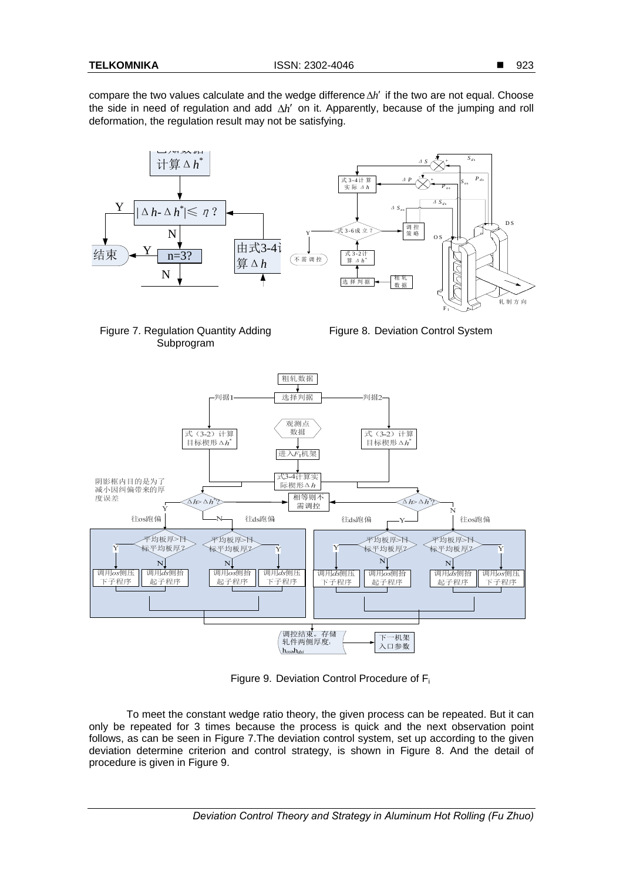compare the two values calculate and the wedge difference $\Delta h'$ if the two are not equal. Choose the side in need of regulation and add $\Delta h'$ on it. Apparently, because of the jumping and roll deformation, the regulation result may not be satisfying.

Figure 7. Regulation Quantity Adding Subprogram

Figure 8. Deviation Control System

Figure 9. Deviation Control Procedure of $F_i$

To meet the constant wedge ratio theory, the given process can be repeated. But it can only be repeated for 3 times because the process is quick and the next observation point follows, as can be seen in Figure 7.The deviation control system, set up according to the given deviation determine criterion and control strategy, is shown in Figure 8. And the detail of procedure is given in Figure 9.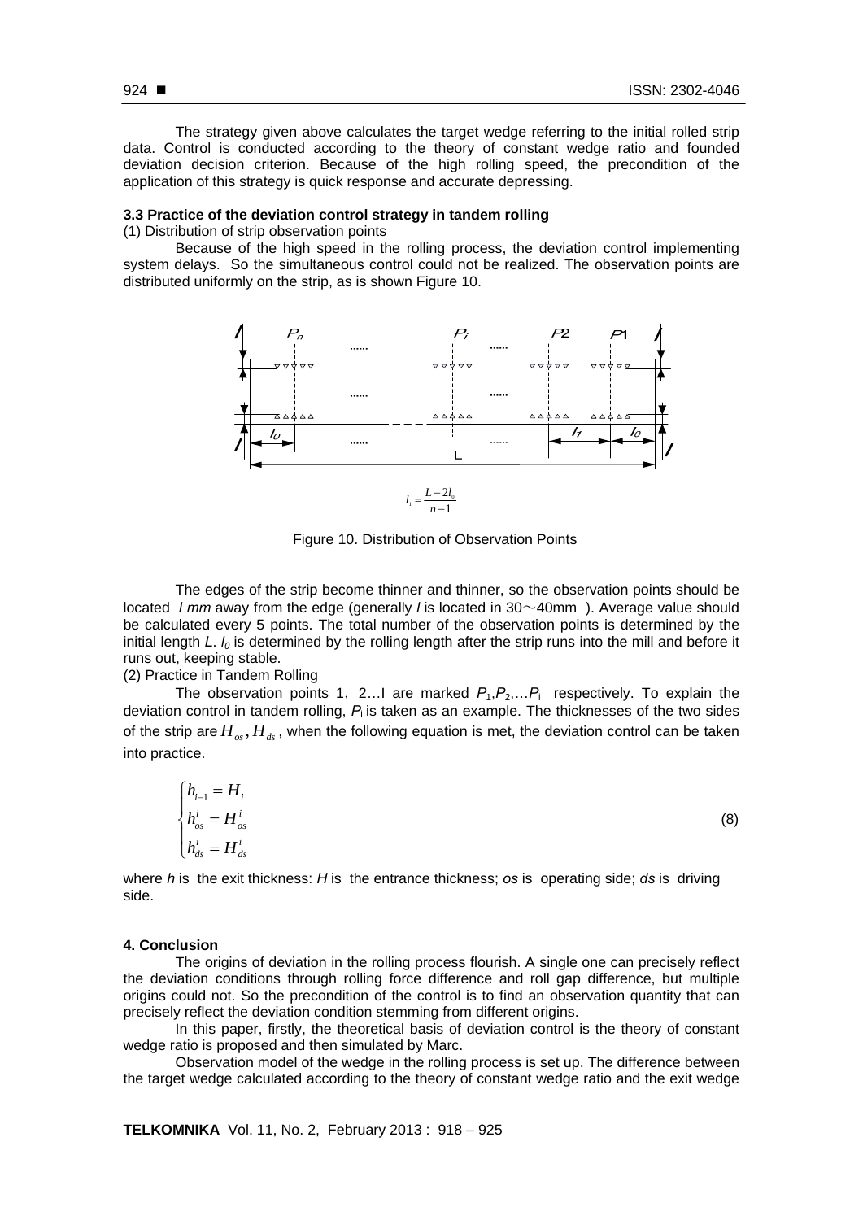The strategy given above calculates the target wedge referring to the initial rolled strip data. Control is conducted according to the theory of constant wedge ratio and founded deviation decision criterion. Because of the high rolling speed, the precondition of the application of this strategy is quick response and accurate depressing.

### 3.3 Practice of the deviation control strategy in tandem rolling

(1) Distribution of strip observation points

Because of the high speed in the rolling process, the deviation control implementing system delays. So the simultaneous control could not be realized. The observation points are distributed uniformly on the strip, as is shown Figure 10.

$$l_1 = \frac{L - 2l_0}{n-1}$$

Figure 10. Distribution of Observation Points

The edges of the strip become thinner and thinner, so the observation points should be located *l mm* away from the edge (generally *l* is located in 30～40mm ). Average value should be calculated every 5 points. The total number of the observation points is determined by the initial length *L*. $l_0$ is determined by the rolling length after the strip runs into the mill and before it runs out, keeping stable.

(2) Practice in Tandem Rolling

The observation points 1, 2…I are marked $P_1, P_2, \ldots P_i$ respectively. To explain the deviation control in tandem rolling, $P_i$ is taken as an example. The thicknesses of the two sides of the strip are $H_{os}, H_{ds}$, when the following equation is met, the deviation control can be taken into practice.

$$\begin{cases} h_{i-1} = H_i \\ h_{os}^i = H_{os}^i \\ h_{ds}^i = H_{ds}^i \end{cases} \tag{8}$$

where *h* is the exit thickness: *H* is the entrance thickness; *os* is operating side; *ds* is driving side.

## 4. Conclusion

The origins of deviation in the rolling process flourish. A single one can precisely reflect the deviation conditions through rolling force difference and roll gap difference, but multiple origins could not. So the precondition of the control is to find an observation quantity that can precisely reflect the deviation condition stemming from different origins.

In this paper, firstly, the theoretical basis of deviation control is the theory of constant wedge ratio is proposed and then simulated by Marc.

Observation model of the wedge in the rolling process is set up. The difference between the target wedge calculated according to the theory of constant wedge ratio and the exit wedge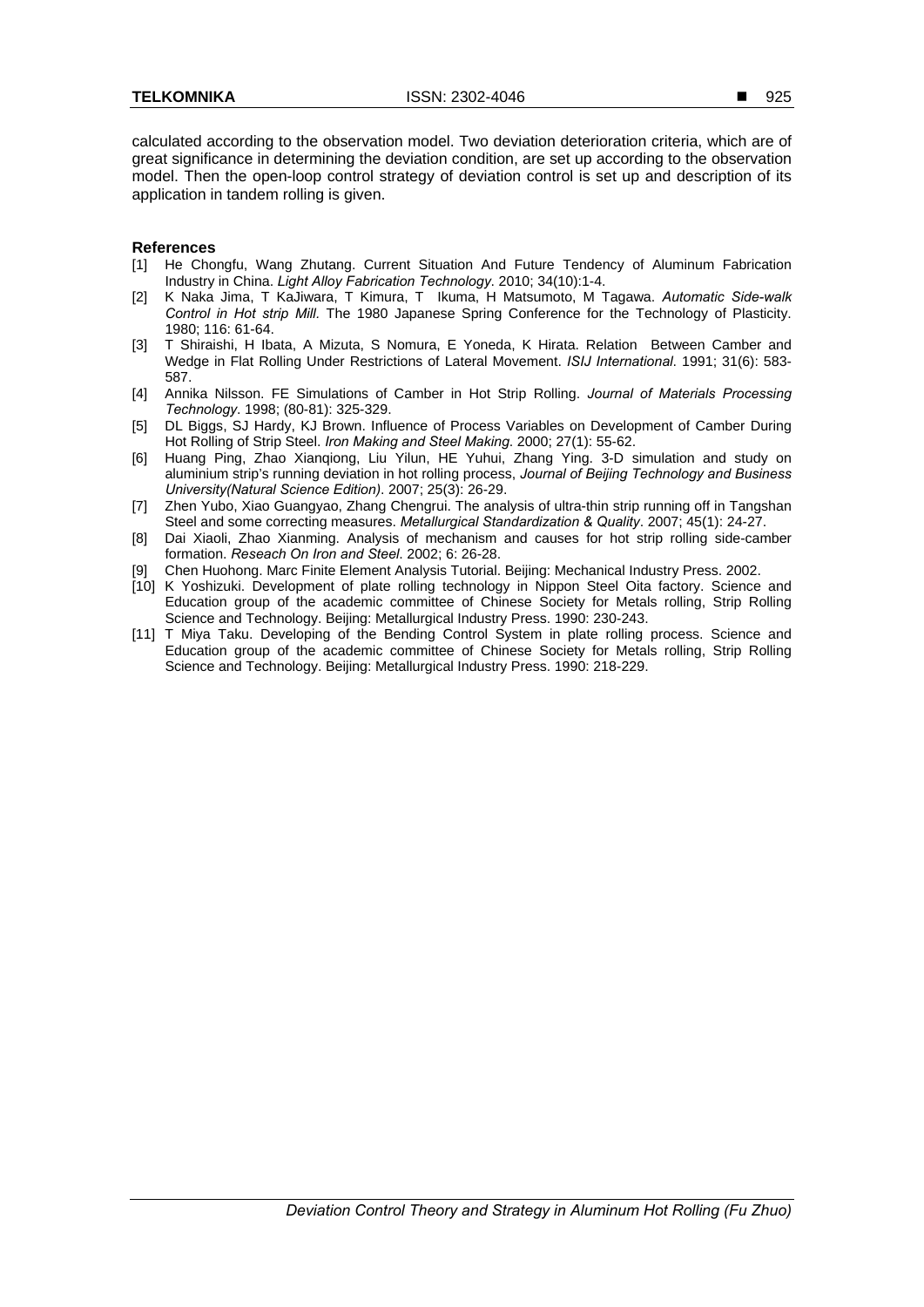calculated according to the observation model. Two deviation deterioration criteria, which are of great significance in determining the deviation condition, are set up according to the observation model. Then the open-loop control strategy of deviation control is set up and description of its application in tandem rolling is given.

## References

[1] He Chongfu, Wang Zhutang. Current Situation And Future Tendency of Aluminum Fabrication Industry in China. *Light Alloy Fabrication Technology*. 2010; 34(10):1-4.

[2] K Naka Jima, T KaJiwara, T Kimura, T Ikuma, H Matsumoto, M Tagawa. *Automatic Side-walk Control in Hot strip Mill.* The 1980 Japanese Spring Conference for the Technology of Plasticity. 1980; 116: 61-64.

[3] T Shiraishi, H Ibata, A Mizuta, S Nomura, E Yoneda, K Hirata. Relation Between Camber and Wedge in Flat Rolling Under Restrictions of Lateral Movement. *ISIJ International*. 1991; 31(6): 583-587.

[4] Annika Nilsson. FE Simulations of Camber in Hot Strip Rolling. *Journal of Materials Processing Technology*. 1998; (80-81): 325-329.

[5] DL Biggs, SJ Hardy, KJ Brown. Influence of Process Variables on Development of Camber During Hot Rolling of Strip Steel. *Iron Making and Steel Making*. 2000; 27(1): 55-62.

[6] Huang Ping, Zhao Xianqiong, Liu Yilun, HE Yuhui, Zhang Ying. 3-D simulation and study on aluminium strip's running deviation in hot rolling process, *Journal of Beijing Technology and Business University(Natural Science Edition)*. 2007; 25(3): 26-29.

[7] Zhen Yubo, Xiao Guangyao, Zhang Chengrui. The analysis of ultra-thin strip running off in Tangshan Steel and some correcting measures. *Metallurgical Standardization & Quality*. 2007; 45(1): 24-27.

[8] Dai Xiaoli, Zhao Xianming. Analysis of mechanism and causes for hot strip rolling side-camber formation. *Reseach On Iron and Steel*. 2002; 6: 26-28.

[9] Chen Huohong. Marc Finite Element Analysis Tutorial. Beijing: Mechanical Industry Press. 2002.

[10] K Yoshizuki. Development of plate rolling technology in Nippon Steel Oita factory. Science and Education group of the academic committee of Chinese Society for Metals rolling, Strip Rolling Science and Technology. Beijing: Metallurgical Industry Press. 1990: 230-243.

[11] T Miya Taku. Developing of the Bending Control System in plate rolling process. Science and Education group of the academic committee of Chinese Society for Metals rolling, Strip Rolling Science and Technology. Beijing: Metallurgical Industry Press. 1990: 218-229.